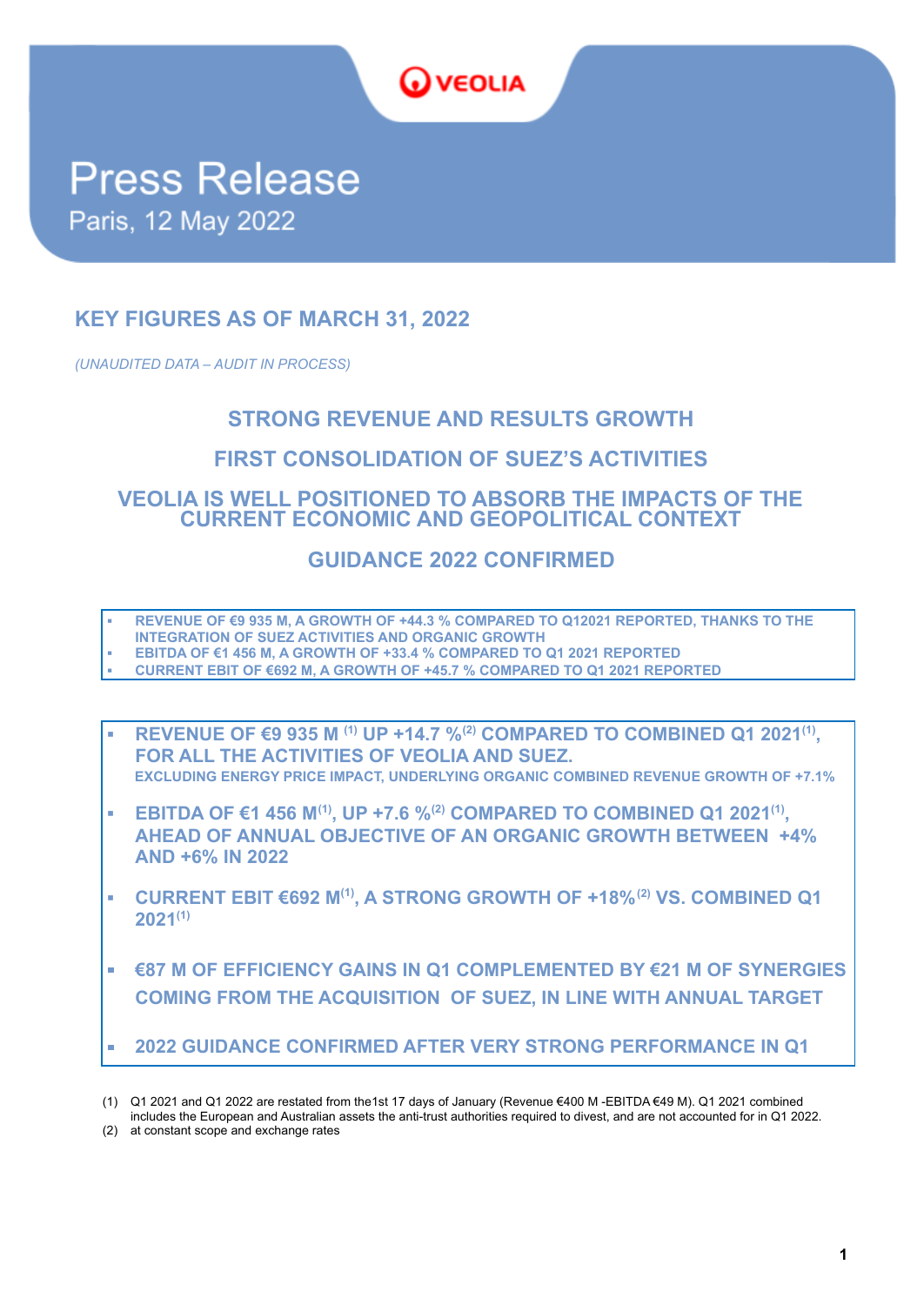VEOLIA

# Press Release

Paris, 12 May 2022

## KEY FIGURES AS OF MARCH 31, 2022

*(UNAUDITED DATA – AUDIT IN PROCESS)*

## STRONG REVENUE AND RESULTS GROWTH

## FIRST CONSOLIDATION OF SUEZ'S ACTIVITIES

## VEOLIA IS WELL POSITIONED TO ABSORB THE IMPACTS OF THE CURRENT ECONOMIC AND GEOPOLITICAL CONTEXT

## GUIDANCE 2022 CONFIRMED

- **REVENUE OF €9 935 M, A GROWTH OF +44.3 % COMPARED TO Q12021 REPORTED, THANKS TO THE INTEGRATION OF SUEZ ACTIVITIES AND ORGANIC GROWTH**
- **EBITDA OF €1 456 M, A GROWTH OF +33.4 % COMPARED TO Q1 2021 REPORTED**
- **CURRENT EBIT OF €692 M, A GROWTH OF +45.7 % COMPARED TO Q1 2021 REPORTED**

- **REVENUE OF €9 935 M [(1)] UP +14.7 %[(2)] COMPARED TO COMBINED Q1 2021[(1)], FOR ALL THE ACTIVITIES OF VEOLIA AND SUEZ.**
  **EXCLUDING ENERGY PRICE IMPACT, UNDERLYING ORGANIC COMBINED REVENUE GROWTH OF +7.1%**
- **EBITDA OF €1 456 M[(1)], UP +7.6 %[(2)] COMPARED TO COMBINED Q1 2021[(1)], AHEAD OF ANNUAL OBJECTIVE OF AN ORGANIC GROWTH BETWEEN +4% AND +6% IN 2022**
- **CURRENT EBIT €692 M[(1)], A STRONG GROWTH OF +18%[(2)] VS. COMBINED Q1 2021[(1)]**
- **€87 M OF EFFICIENCY GAINS IN Q1 COMPLEMENTED BY €21 M OF SYNERGIES COMING FROM THE ACQUISITION OF SUEZ, IN LINE WITH ANNUAL TARGET**
- **2022 GUIDANCE CONFIRMED AFTER VERY STRONG PERFORMANCE IN Q1**

(1) Q1 2021 and Q1 2022 are restated from the1st 17 days of January (Revenue €400 M -EBITDA €49 M). Q1 2021 combined includes the European and Australian assets the anti-trust authorities required to divest, and are not accounted for in Q1 2022.
(2) at constant scope and exchange rates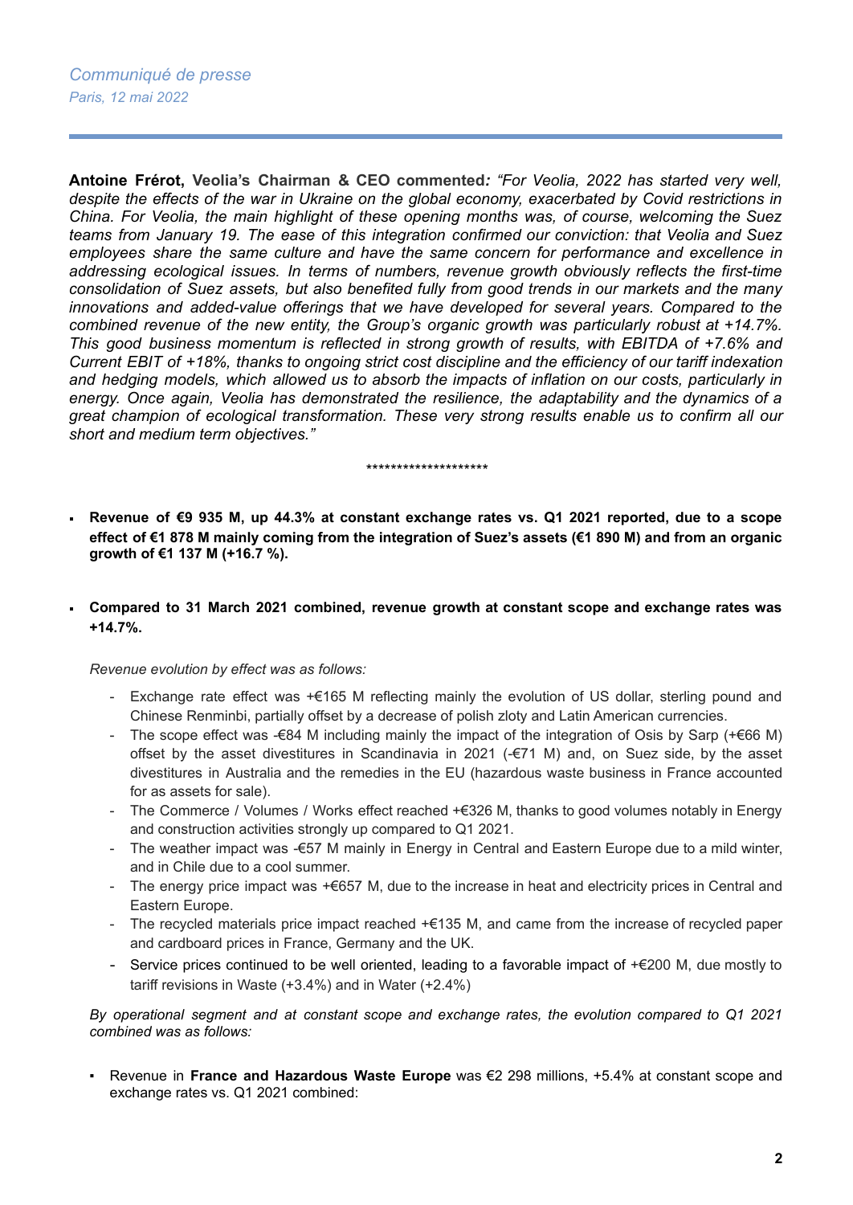*Communiqué de presse*
*Paris, 12 mai 2022*

**Antoine Frérot, Veolia's Chairman & CEO commented***: "For Veolia, 2022 has started very well, despite the effects of the war in Ukraine on the global economy, exacerbated by Covid restrictions in China. For Veolia, the main highlight of these opening months was, of course, welcoming the Suez teams from January 19. The ease of this integration confirmed our conviction: that Veolia and Suez employees share the same culture and have the same concern for performance and excellence in addressing ecological issues. In terms of numbers, revenue growth obviously reflects the first-time consolidation of Suez assets, but also benefited fully from good trends in our markets and the many innovations and added-value offerings that we have developed for several years. Compared to the combined revenue of the new entity, the Group's organic growth was particularly robust at +14.7%. This good business momentum is reflected in strong growth of results, with EBITDA of +7.6% and Current EBIT of +18%, thanks to ongoing strict cost discipline and the efficiency of our tariff indexation and hedging models, which allowed us to absorb the impacts of inflation on our costs, particularly in energy. Once again, Veolia has demonstrated the resilience, the adaptability and the dynamics of a great champion of ecological transformation. These very strong results enable us to confirm all our short and medium term objectives."*

********************

- **Revenue of €9 935 M, up 44.3% at constant exchange rates vs. Q1 2021 reported, due to a scope effect of €1 878 M mainly coming from the integration of Suez's assets (€1 890 M) and from an organic growth of €1 137 M (+16.7 %).**

- **Compared to 31 March 2021 combined, revenue growth at constant scope and exchange rates was +14.7%.**

  *Revenue evolution by effect was as follows:*

  - Exchange rate effect was +€165 M reflecting mainly the evolution of US dollar, sterling pound and Chinese Renminbi, partially offset by a decrease of polish zloty and Latin American currencies.
  - The scope effect was -€84 M including mainly the impact of the integration of Osis by Sarp (+€66 M) offset by the asset divestitures in Scandinavia in 2021 (-€71 M) and, on Suez side, by the asset divestitures in Australia and the remedies in the EU (hazardous waste business in France accounted for as assets for sale).
  - The Commerce / Volumes / Works effect reached +€326 M, thanks to good volumes notably in Energy and construction activities strongly up compared to Q1 2021.
  - The weather impact was -€57 M mainly in Energy in Central and Eastern Europe due to a mild winter, and in Chile due to a cool summer.
  - The energy price impact was +€657 M, due to the increase in heat and electricity prices in Central and Eastern Europe.
  - The recycled materials price impact reached +€135 M, and came from the increase of recycled paper and cardboard prices in France, Germany and the UK.
  - Service prices continued to be well oriented, leading to a favorable impact of +€200 M, due mostly to tariff revisions in Waste (+3.4%) and in Water (+2.4%)

  *By operational segment and at constant scope and exchange rates, the evolution compared to Q1 2021 combined was as follows:*

  - Revenue in **France and Hazardous Waste Europe** was €2 298 millions, +5.4% at constant scope and exchange rates vs. Q1 2021 combined: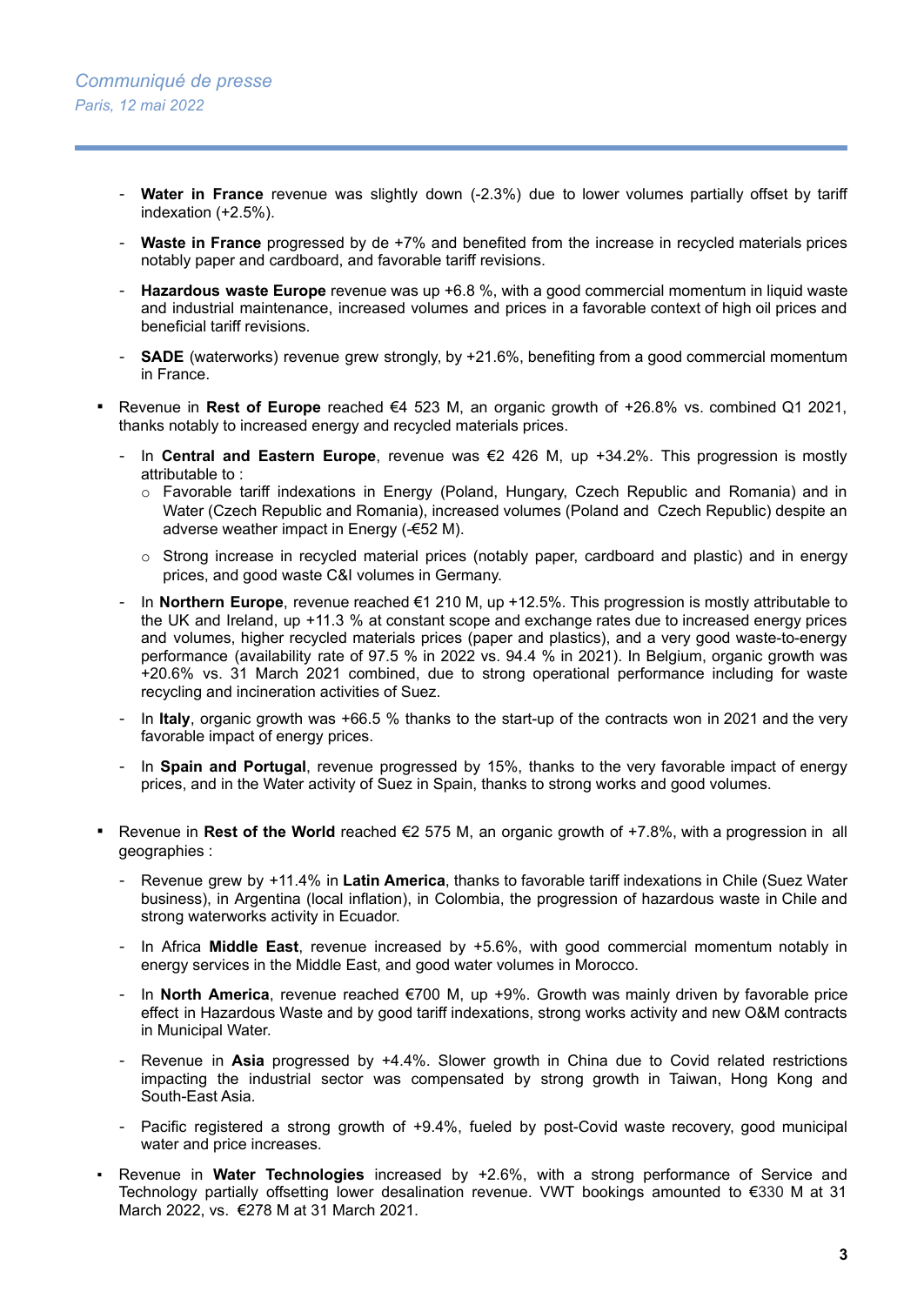- **Water in France** revenue was slightly down (-2.3%) due to lower volumes partially offset by tariff indexation (+2.5%).
- **Waste in France** progressed by de +7% and benefited from the increase in recycled materials prices notably paper and cardboard, and favorable tariff revisions.
- **Hazardous waste Europe** revenue was up +6.8 %, with a good commercial momentum in liquid waste and industrial maintenance, increased volumes and prices in a favorable context of high oil prices and beneficial tariff revisions.
- **SADE** (waterworks) revenue grew strongly, by +21.6%, benefiting from a good commercial momentum in France.

- Revenue in **Rest of Europe** reached €4 523 M, an organic growth of +26.8% vs. combined Q1 2021, thanks notably to increased energy and recycled materials prices.
  - In **Central and Eastern Europe**, revenue was €2 426 M, up +34.2%. This progression is mostly attributable to :
    - Favorable tariff indexations in Energy (Poland, Hungary, Czech Republic and Romania) and in Water (Czech Republic and Romania), increased volumes (Poland and Czech Republic) despite an adverse weather impact in Energy (-€52 M).
    - Strong increase in recycled material prices (notably paper, cardboard and plastic) and in energy prices, and good waste C&I volumes in Germany.
  - In **Northern Europe**, revenue reached €1 210 M, up +12.5%. This progression is mostly attributable to the UK and Ireland, up +11.3 % at constant scope and exchange rates due to increased energy prices and volumes, higher recycled materials prices (paper and plastics), and a very good waste-to-energy performance (availability rate of 97.5 % in 2022 vs. 94.4 % in 2021). In Belgium, organic growth was +20.6% vs. 31 March 2021 combined, due to strong operational performance including for waste recycling and incineration activities of Suez.
  - In **Italy**, organic growth was +66.5 % thanks to the start-up of the contracts won in 2021 and the very favorable impact of energy prices.
  - In **Spain and Portugal**, revenue progressed by 15%, thanks to the very favorable impact of energy prices, and in the Water activity of Suez in Spain, thanks to strong works and good volumes.

- Revenue in **Rest of the World** reached €2 575 M, an organic growth of +7.8%, with a progression in all geographies :
  - Revenue grew by +11.4% in **Latin America**, thanks to favorable tariff indexations in Chile (Suez Water business), in Argentina (local inflation), in Colombia, the progression of hazardous waste in Chile and strong waterworks activity in Ecuador.
  - In Africa **Middle East**, revenue increased by +5.6%, with good commercial momentum notably in energy services in the Middle East, and good water volumes in Morocco.
  - In **North America**, revenue reached €700 M, up +9%. Growth was mainly driven by favorable price effect in Hazardous Waste and by good tariff indexations, strong works activity and new O&M contracts in Municipal Water.
  - Revenue in **Asia** progressed by +4.4%. Slower growth in China due to Covid related restrictions impacting the industrial sector was compensated by strong growth in Taiwan, Hong Kong and South-East Asia.
  - Pacific registered a strong growth of +9.4%, fueled by post-Covid waste recovery, good municipal water and price increases.

- Revenue in **Water Technologies** increased by +2.6%, with a strong performance of Service and Technology partially offsetting lower desalination revenue. VWT bookings amounted to €330 M at 31 March 2022, vs. €278 M at 31 March 2021.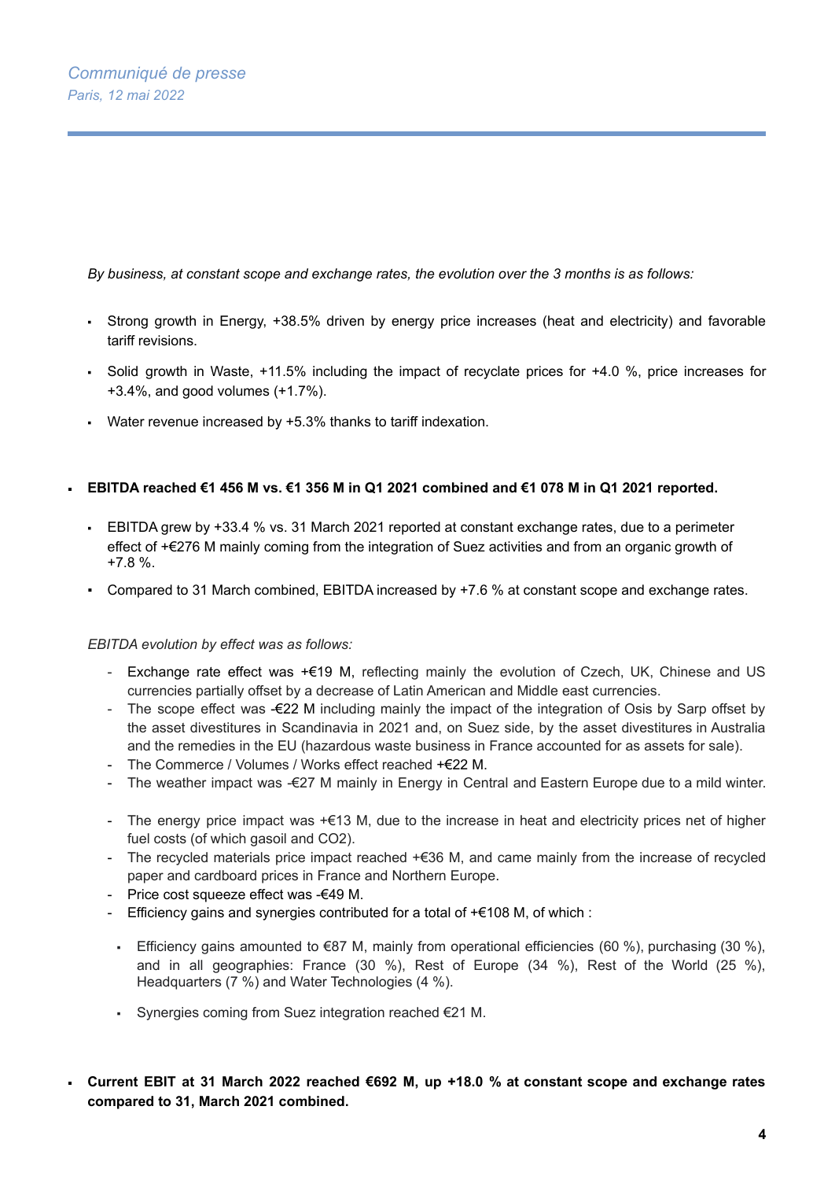*By business, at constant scope and exchange rates, the evolution over the 3 months is as follows:*

- Strong growth in Energy, +38.5% driven by energy price increases (heat and electricity) and favorable tariff revisions.
- Solid growth in Waste, +11.5% including the impact of recyclate prices for +4.0 %, price increases for +3.4%, and good volumes (+1.7%).
- Water revenue increased by +5.3% thanks to tariff indexation.

- **EBITDA reached €1 456 M vs. €1 356 M in Q1 2021 combined and €1 078 M in Q1 2021 reported.**
  - EBITDA grew by +33.4 % vs. 31 March 2021 reported at constant exchange rates, due to a perimeter effect of +€276 M mainly coming from the integration of Suez activities and from an organic growth of +7.8 %.
  - Compared to 31 March combined, EBITDA increased by +7.6 % at constant scope and exchange rates.

  *EBITDA evolution by effect was as follows:*

  - Exchange rate effect was +€19 M, reflecting mainly the evolution of Czech, UK, Chinese and US currencies partially offset by a decrease of Latin American and Middle east currencies.
  - The scope effect was -€22 M including mainly the impact of the integration of Osis by Sarp offset by the asset divestitures in Scandinavia in 2021 and, on Suez side, by the asset divestitures in Australia and the remedies in the EU (hazardous waste business in France accounted for as assets for sale).
  - The Commerce / Volumes / Works effect reached +€22 M.
  - The weather impact was -€27 M mainly in Energy in Central and Eastern Europe due to a mild winter.
  - The energy price impact was +€13 M, due to the increase in heat and electricity prices net of higher fuel costs (of which gasoil and CO2).
  - The recycled materials price impact reached +€36 M, and came mainly from the increase of recycled paper and cardboard prices in France and Northern Europe.
  - Price cost squeeze effect was -€49 M.
  - Efficiency gains and synergies contributed for a total of +€108 M, of which :
    - Efficiency gains amounted to €87 M, mainly from operational efficiencies (60 %), purchasing (30 %), and in all geographies: France (30 %), Rest of Europe (34 %), Rest of the World (25 %), Headquarters (7 %) and Water Technologies (4 %).
    - Synergies coming from Suez integration reached €21 M.

- **Current EBIT at 31 March 2022 reached €692 M, up +18.0 % at constant scope and exchange rates compared to 31, March 2021 combined.**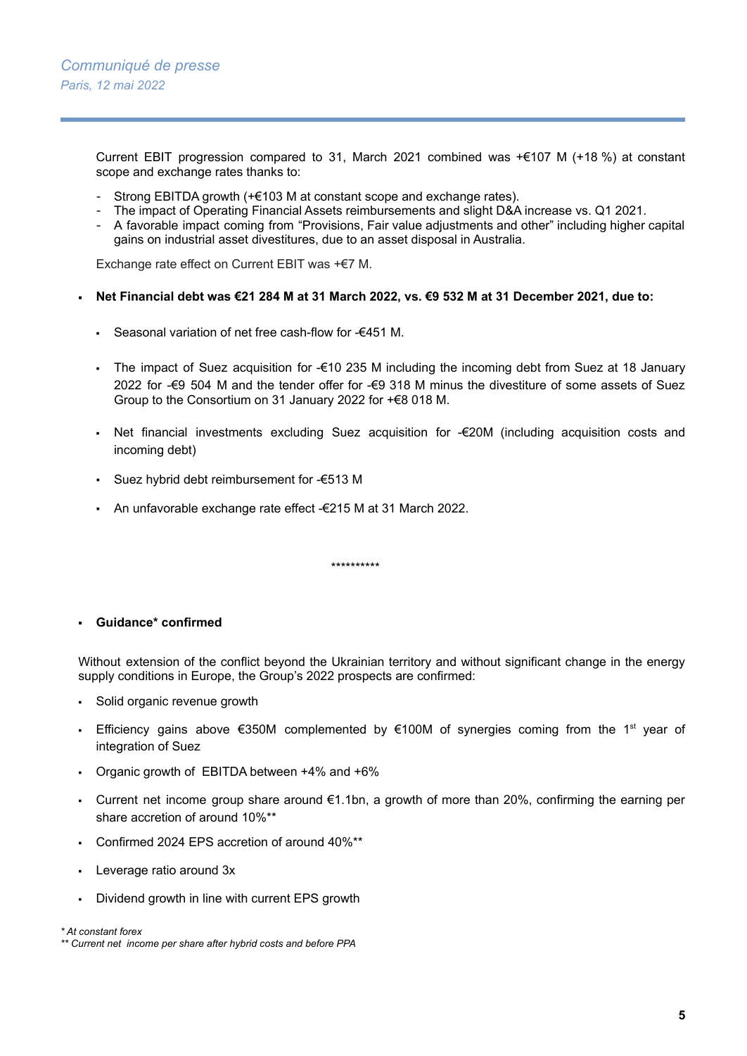Current EBIT progression compared to 31, March 2021 combined was +€107 M (+18 %) at constant scope and exchange rates thanks to:

- Strong EBITDA growth (+€103 M at constant scope and exchange rates).
- The impact of Operating Financial Assets reimbursements and slight D&A increase vs. Q1 2021.
- A favorable impact coming from "Provisions, Fair value adjustments and other" including higher capital gains on industrial asset divestitures, due to an asset disposal in Australia.

Exchange rate effect on Current EBIT was +€7 M.

- **Net Financial debt was €21 284 M at 31 March 2022, vs. €9 532 M at 31 December 2021, due to:**
  - Seasonal variation of net free cash-flow for -€451 M.
  - The impact of Suez acquisition for -€10 235 M including the incoming debt from Suez at 18 January 2022 for -€9 504 M and the tender offer for -€9 318 M minus the divestiture of some assets of Suez Group to the Consortium on 31 January 2022 for +€8 018 M.
  - Net financial investments excluding Suez acquisition for -€20M (including acquisition costs and incoming debt)
  - Suez hybrid debt reimbursement for -€513 M
  - An unfavorable exchange rate effect -€215 M at 31 March 2022.

**********

- **Guidance* confirmed**

Without extension of the conflict beyond the Ukrainian territory and without significant change in the energy supply conditions in Europe, the Group's 2022 prospects are confirmed:

- Solid organic revenue growth
- Efficiency gains above €350M complemented by €100M of synergies coming from the 1st year of integration of Suez
- Organic growth of EBITDA between +4% and +6%
- Current net income group share around €1.1bn, a growth of more than 20%, confirming the earning per share accretion of around 10%**
- Confirmed 2024 EPS accretion of around 40%**
- Leverage ratio around 3x
- Dividend growth in line with current EPS growth

*\* At constant forex*
*\*\* Current net income per share after hybrid costs and before PPA*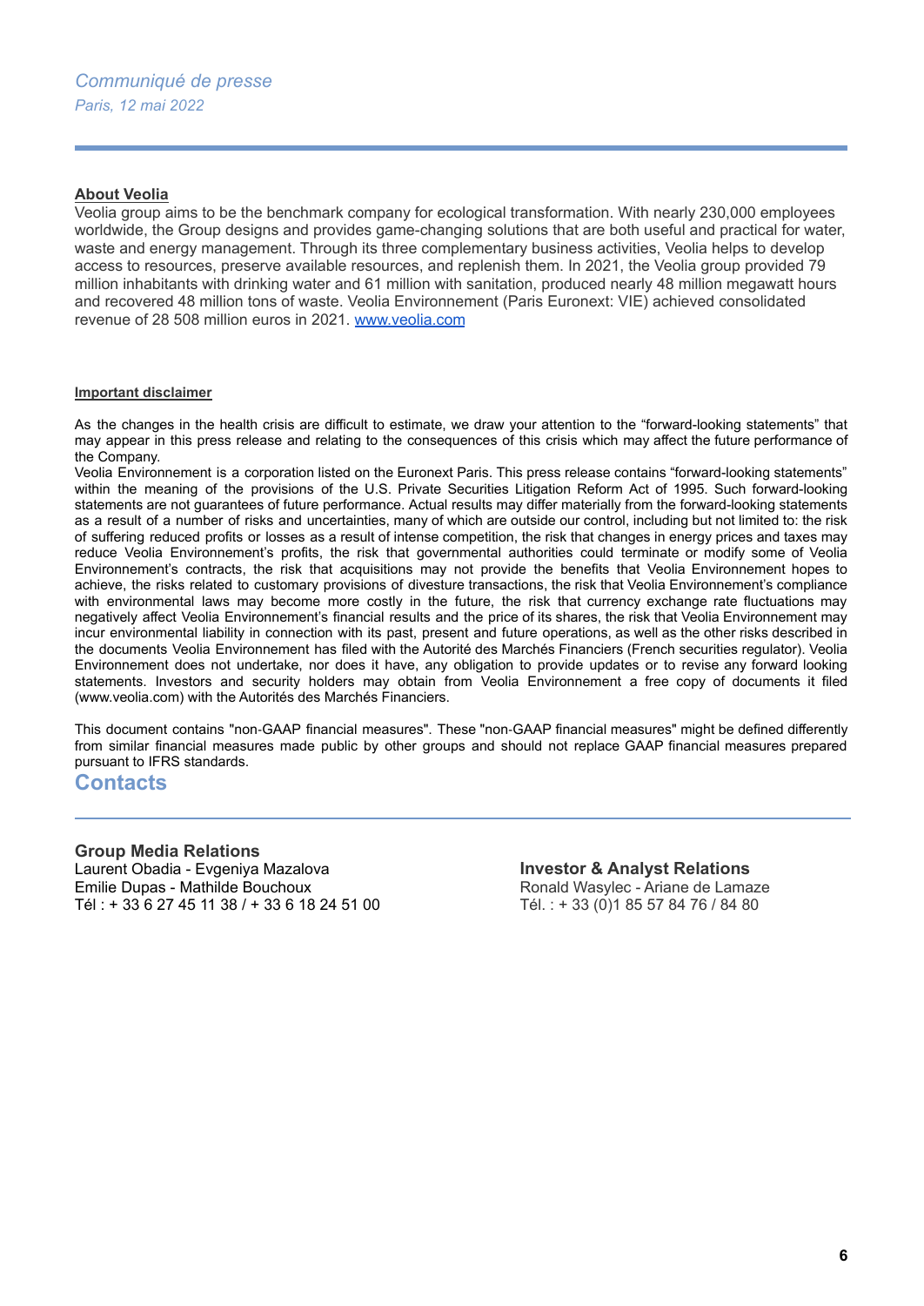*Communiqué de presse*
*Paris, 12 mai 2022*

**About Veolia**

Veolia group aims to be the benchmark company for ecological transformation. With nearly 230,000 employees worldwide, the Group designs and provides game-changing solutions that are both useful and practical for water, waste and energy management. Through its three complementary business activities, Veolia helps to develop access to resources, preserve available resources, and replenish them. In 2021, the Veolia group provided 79 million inhabitants with drinking water and 61 million with sanitation, produced nearly 48 million megawatt hours and recovered 48 million tons of waste. Veolia Environnement (Paris Euronext: VIE) achieved consolidated revenue of 28 508 million euros in 2021. [www.veolia.com](http://www.veolia.com)

**Important disclaimer**

As the changes in the health crisis are difficult to estimate, we draw your attention to the “forward-looking statements” that may appear in this press release and relating to the consequences of this crisis which may affect the future performance of the Company.

Veolia Environnement is a corporation listed on the Euronext Paris. This press release contains “forward-looking statements” within the meaning of the provisions of the U.S. Private Securities Litigation Reform Act of 1995. Such forward-looking statements are not guarantees of future performance. Actual results may differ materially from the forward-looking statements as a result of a number of risks and uncertainties, many of which are outside our control, including but not limited to: the risk of suffering reduced profits or losses as a result of intense competition, the risk that changes in energy prices and taxes may reduce Veolia Environnement’s profits, the risk that governmental authorities could terminate or modify some of Veolia Environnement’s contracts, the risk that acquisitions may not provide the benefits that Veolia Environnement hopes to achieve, the risks related to customary provisions of divesture transactions, the risk that Veolia Environnement’s compliance with environmental laws may become more costly in the future, the risk that currency exchange rate fluctuations may negatively affect Veolia Environnement’s financial results and the price of its shares, the risk that Veolia Environnement may incur environmental liability in connection with its past, present and future operations, as well as the other risks described in the documents Veolia Environnement has filed with the Autorité des Marchés Financiers (French securities regulator). Veolia Environnement does not undertake, nor does it have, any obligation to provide updates or to revise any forward looking statements. Investors and security holders may obtain from Veolia Environnement a free copy of documents it filed (www.veolia.com) with the Autorités des Marchés Financiers.

This document contains "non-GAAP financial measures". These "non-GAAP financial measures" might be defined differently from similar financial measures made public by other groups and should not replace GAAP financial measures prepared pursuant to IFRS standards.

## Contacts

**Group Media Relations**
Laurent Obadia - Evgeniya Mazalova
Emilie Dupas - Mathilde Bouchoux
Tél : + 33 6 27 45 11 38 / + 33 6 18 24 51 00

**Investor & Analyst Relations**
Ronald Wasylec - Ariane de Lamaze
Tél. : + 33 (0)1 85 57 84 76 / 84 80